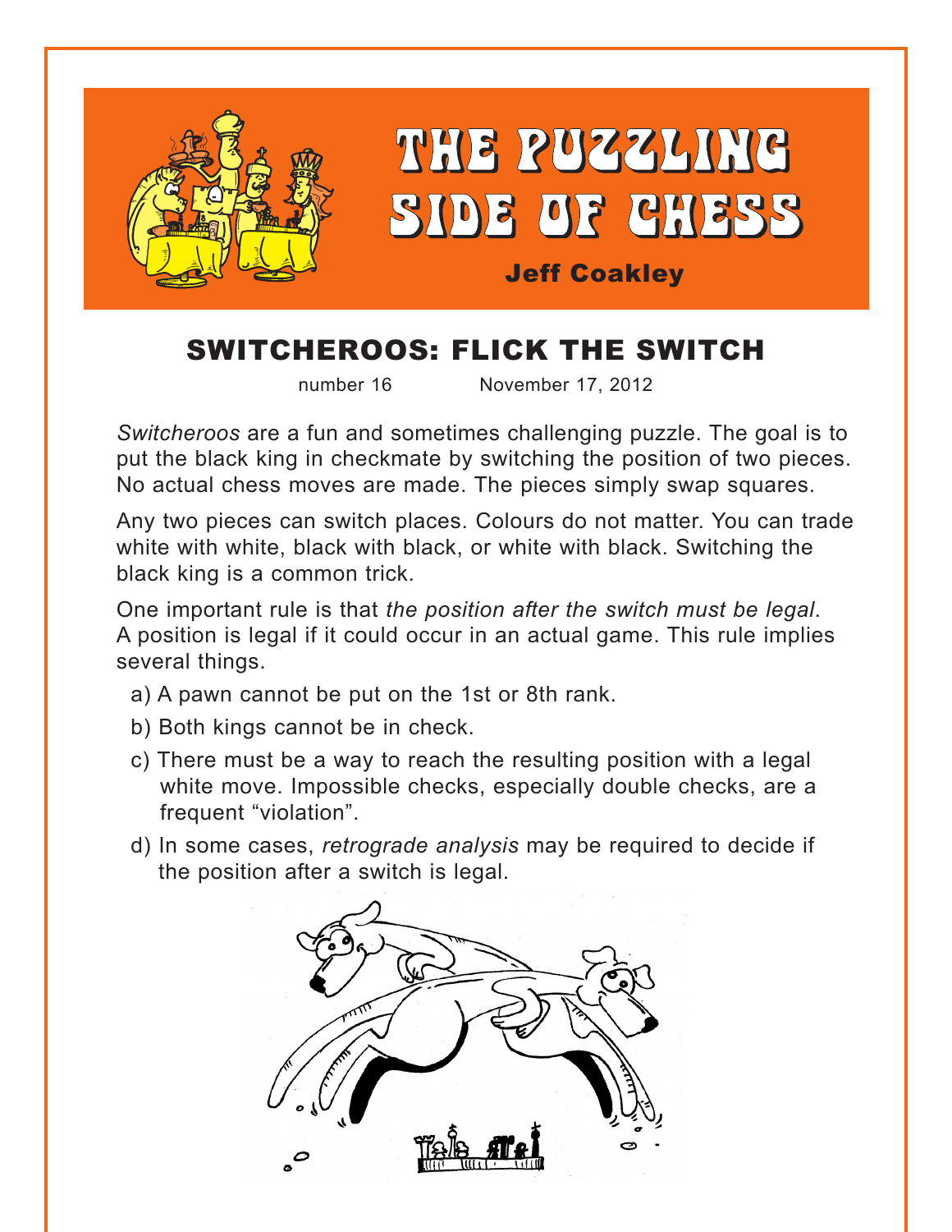# THE PUZZLING SIDE OF CHESS

**Jeff Coakley**

## SWITCHEROOS: FLICK THE SWITCH

number 16 November 17, 2012

*Switcheroos* are a fun and sometimes challenging puzzle. The goal is to put the black king in checkmate by switching the position of two pieces. No actual chess moves are made. The pieces simply swap squares.

Any two pieces can switch places. Colours do not matter. You can trade white with white, black with black, or white with black. Switching the black king is a common trick.

One important rule is that *the position after the switch must be legal*. A position is legal if it could occur in an actual game. This rule implies several things.

a) A pawn cannot be put on the 1st or 8th rank.

b) Both kings cannot be in check.

c) There must be a way to reach the resulting position with a legal white move. Impossible checks, especially double checks, are a frequent "violation".

d) In some cases, *retrograde analysis* may be required to decide if the position after a switch is legal.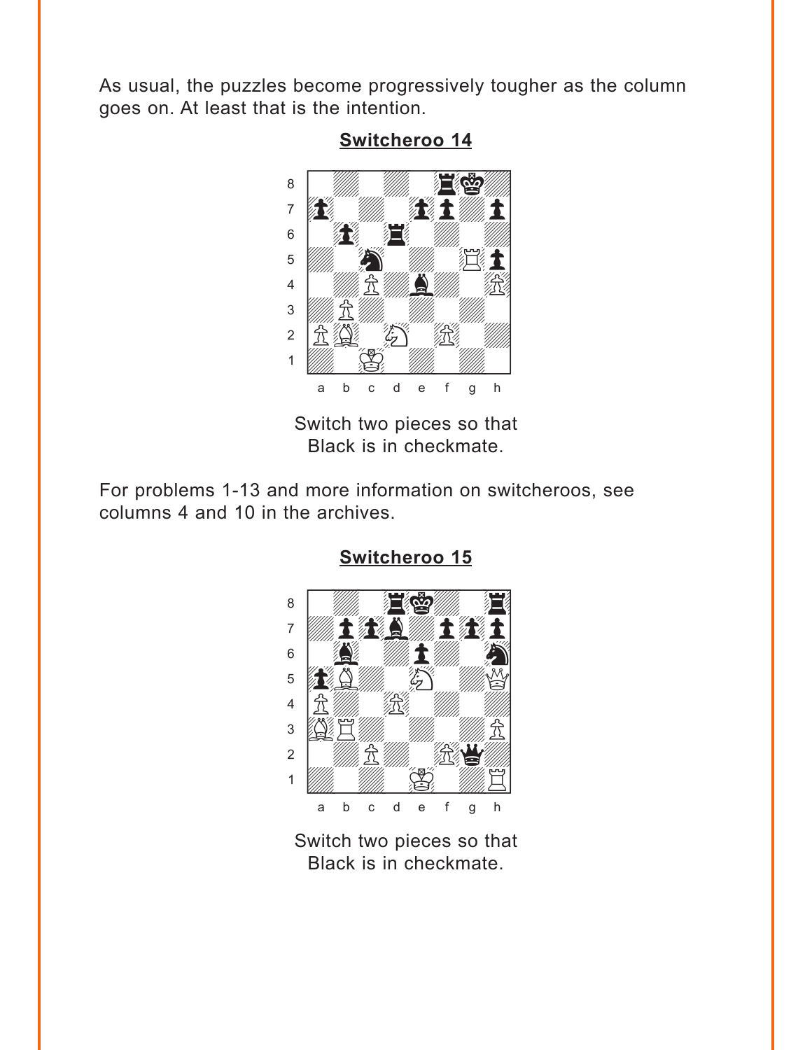As usual, the puzzles become progressively tougher as the column goes on. At least that is the intention.

**Switcheroo 14**

Switch two pieces so that Black is in checkmate.

For problems 1-13 and more information on switcheroos, see columns 4 and 10 in the archives.

**Switcheroo 15**

Switch two pieces so that Black is in checkmate.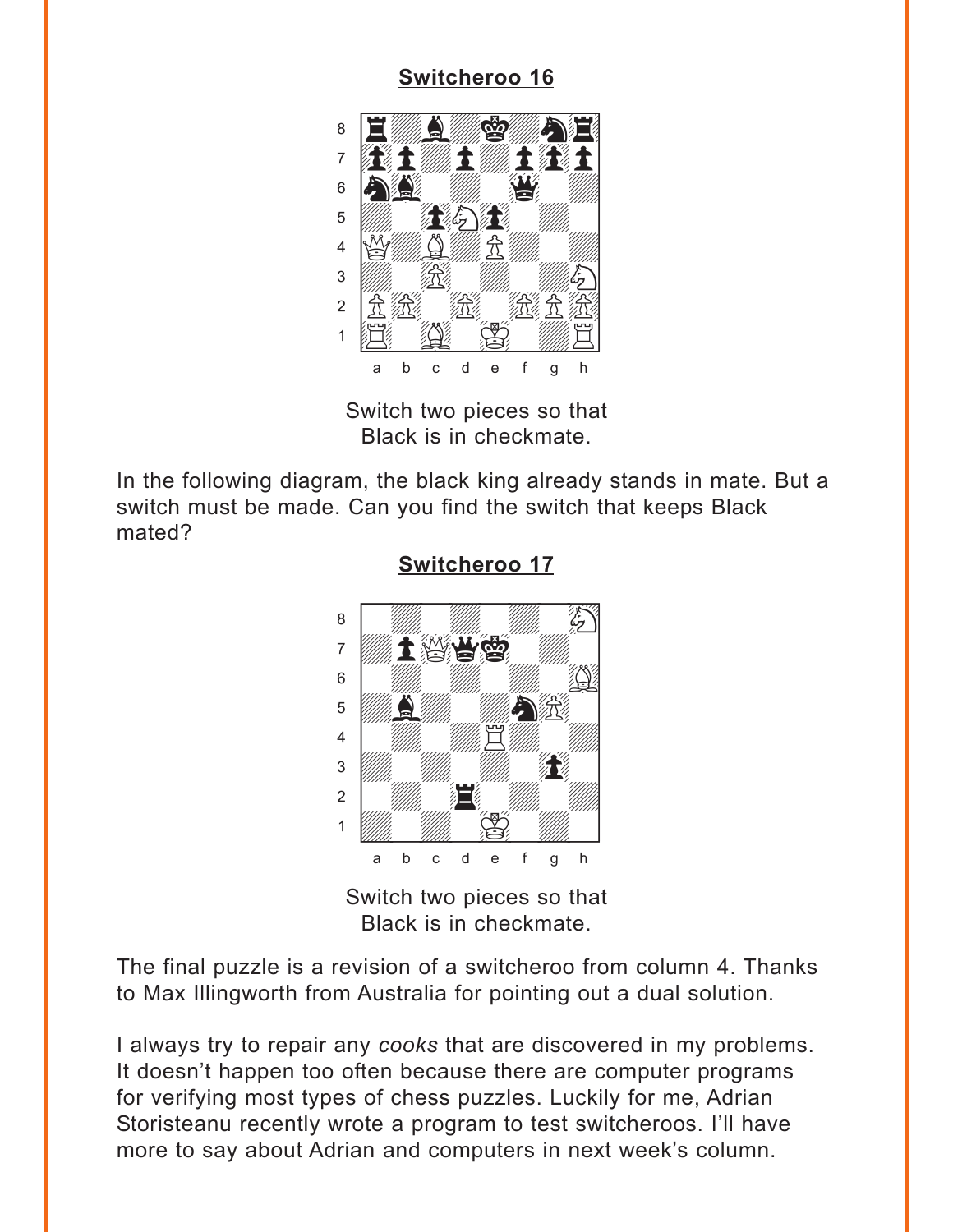**Switcheroo 16**

Switch two pieces so that
Black is in checkmate.

In the following diagram, the black king already stands in mate. But a switch must be made. Can you find the switch that keeps Black mated?

**Switcheroo 17**

Switch two pieces so that
Black is in checkmate.

The final puzzle is a revision of a switcheroo from column 4. Thanks to Max Illingworth from Australia for pointing out a dual solution.

I always try to repair any *cooks* that are discovered in my problems. It doesn't happen too often because there are computer programs for verifying most types of chess puzzles. Luckily for me, Adrian Storisteanu recently wrote a program to test switcheroos. I'll have more to say about Adrian and computers in next week's column.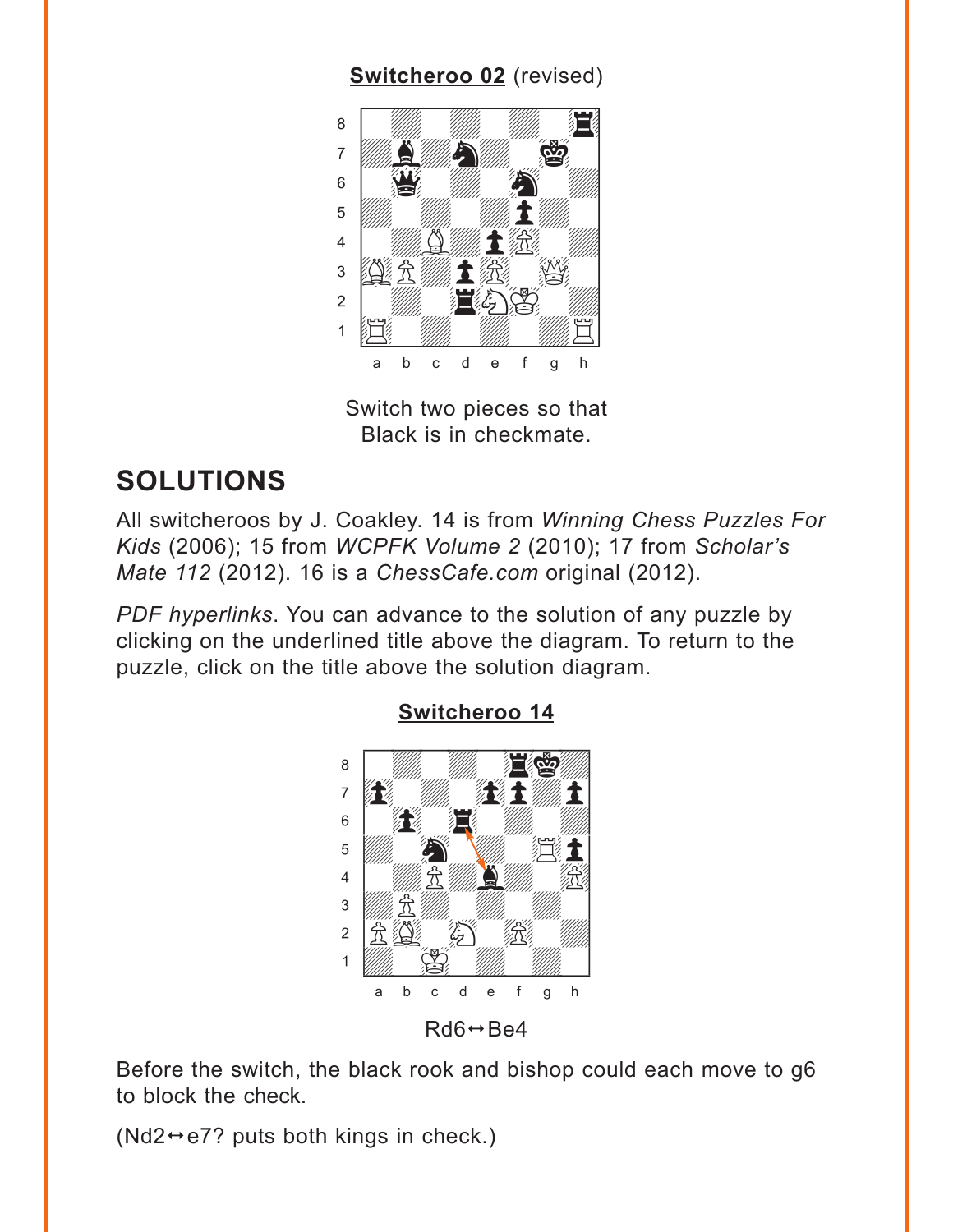**Switcheroo 02** (revised)

Switch two pieces so that Black is in checkmate.

## SOLUTIONS

All switcheroos by J. Coakley. 14 is from *Winning Chess Puzzles For Kids* (2006); 15 from *WCPFK Volume 2* (2010); 17 from *Scholar's Mate 112* (2012). 16 is a *ChessCafe.com* original (2012).

*PDF hyperlinks*. You can advance to the solution of any puzzle by clicking on the underlined title above the diagram. To return to the puzzle, click on the title above the solution diagram.

**Switcheroo 14**

Rd6↔Be4

Before the switch, the black rook and bishop could each move to g6 to block the check.

(Nd2↔e7? puts both kings in check.)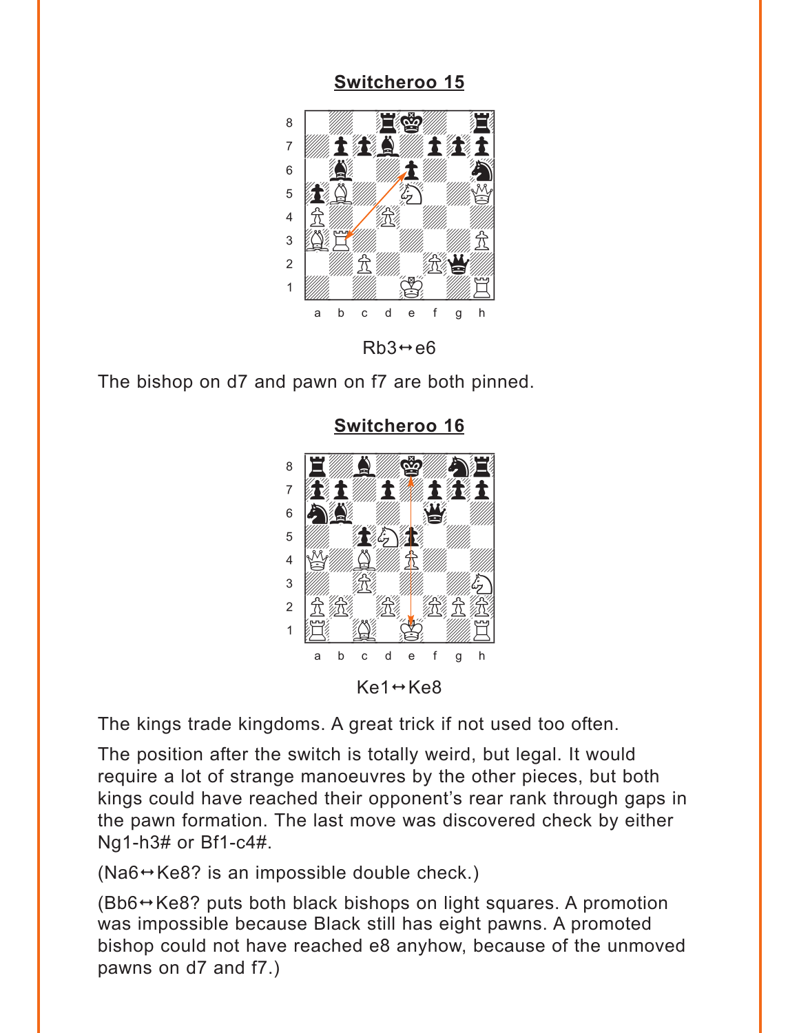## Switcheroo 15

Rb3↔e6

The bishop on d7 and pawn on f7 are both pinned.

## Switcheroo 16

Ke1↔Ke8

The kings trade kingdoms. A great trick if not used too often.

The position after the switch is totally weird, but legal. It would require a lot of strange manoeuvres by the other pieces, but both kings could have reached their opponent's rear rank through gaps in the pawn formation. The last move was discovered check by either Ng1-h3# or Bf1-c4#.

(Na6↔Ke8? is an impossible double check.)

(Bb6↔Ke8? puts both black bishops on light squares. A promotion was impossible because Black still has eight pawns. A promoted bishop could not have reached e8 anyhow, because of the unmoved pawns on d7 and f7.)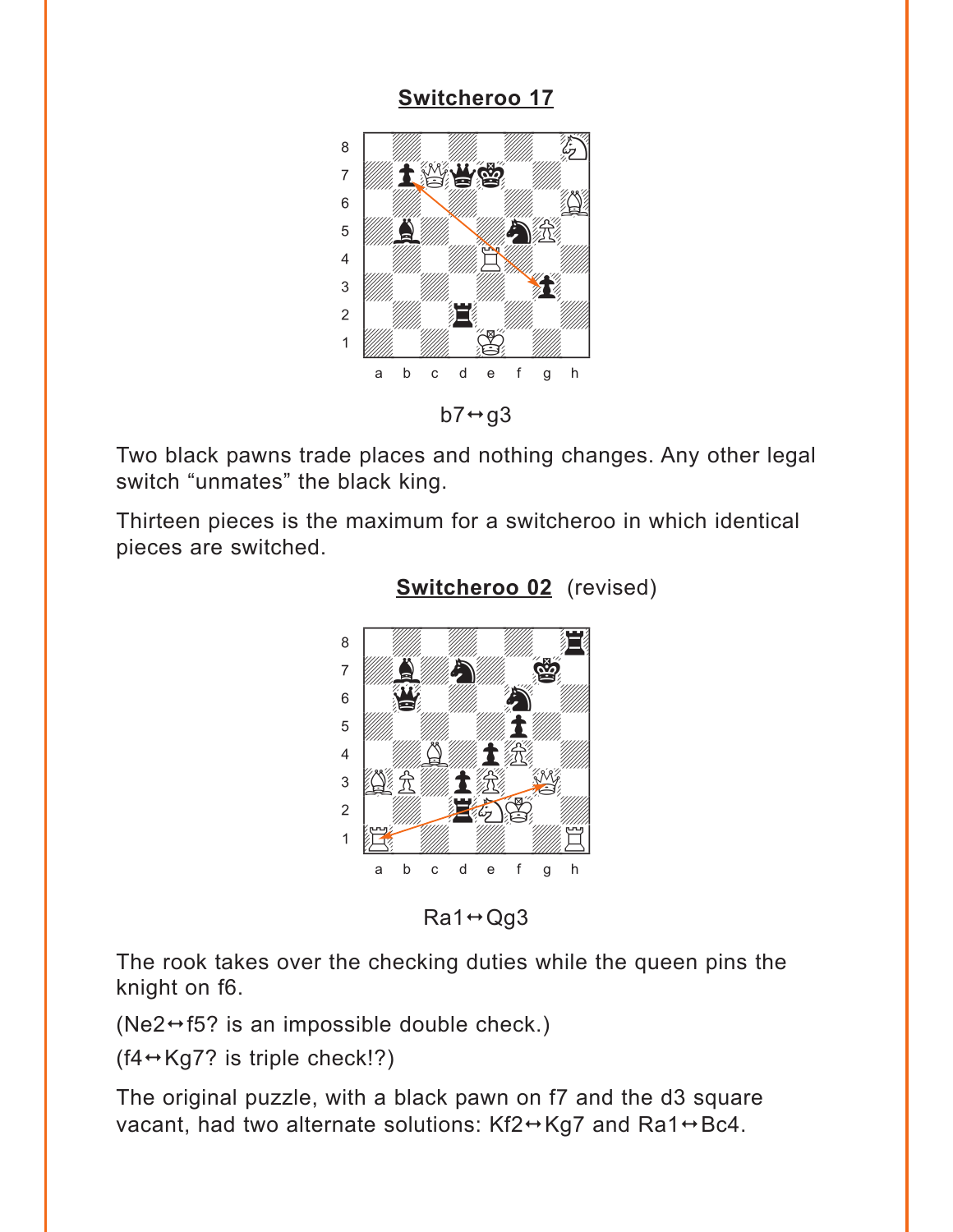## Switcheroo 17

b7↔g3

Two black pawns trade places and nothing changes. Any other legal switch "unmates" the black king.

Thirteen pieces is the maximum for a switcheroo in which identical pieces are switched.

## Switcheroo 02 (revised)

Ra1↔Qg3

The rook takes over the checking duties while the queen pins the knight on f6.

(Ne2↔f5? is an impossible double check.)

(f4↔Kg7? is triple check!?)

The original puzzle, with a black pawn on f7 and the d3 square vacant, had two alternate solutions: Kf2↔Kg7 and Ra1↔Bc4.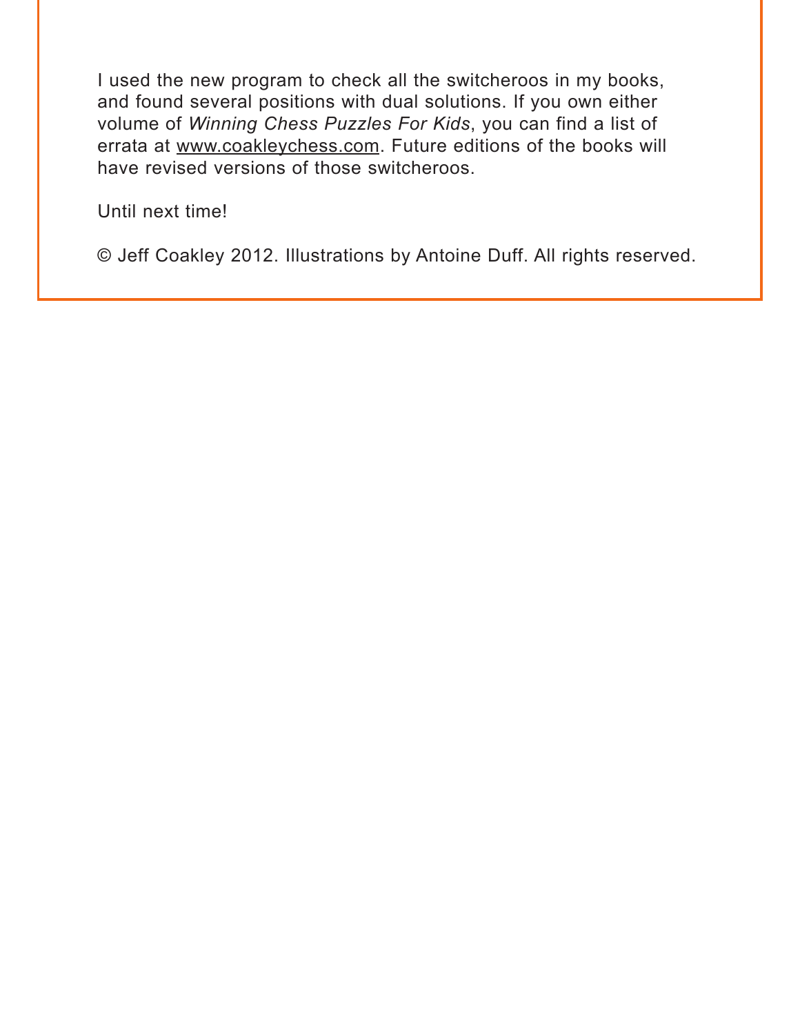I used the new program to check all the switcheroos in my books, and found several positions with dual solutions. If you own either volume of *Winning Chess Puzzles For Kids*, you can find a list of errata at www.coakleychess.com. Future editions of the books will have revised versions of those switcheroos.

Until next time!

© Jeff Coakley 2012. Illustrations by Antoine Duff. All rights reserved.